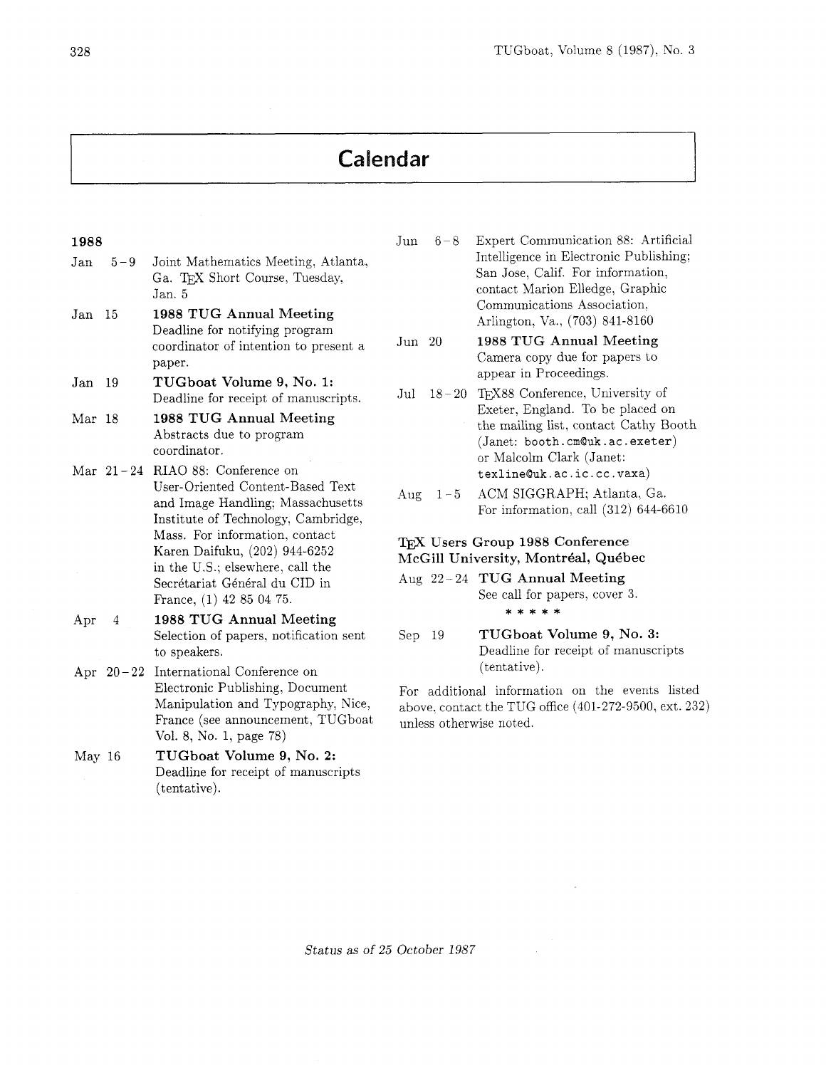# Calendar

## 1988

**Jan 5–9** Joint Mathematics Meeting, Atlanta, Ga. TEX Short Course, Tuesday, Jan. 5

**Jan 15** **1988 TUG Annual Meeting** Deadline for notifying program coordinator of intention to present a paper.

**Jan 19** **TUGboat Volume 9, No. 1:** Deadline for receipt of manuscripts.

**Mar 18** **1988 TUG Annual Meeting** Abstracts due to program coordinator.

**Mar 21–24** RIAO 88: Conference on User-Oriented Content-Based Text and Image Handling; Massachusetts Institute of Technology, Cambridge, Mass. For information, contact Karen Daifuku, (202) 944-6252 in the U.S.; elsewhere, call the Secrétariat Général du CID in France, (1) 42 85 04 75.

**Apr 4** **1988 TUG Annual Meeting** Selection of papers, notification sent to speakers.

**Apr 20–22** International Conference on Electronic Publishing, Document Manipulation and Typography, Nice, France (see announcement, TUGboat Vol. 8, No. 1, page 78)

**May 16** **TUGboat Volume 9, No. 2:** Deadline for receipt of manuscripts (tentative).

**Jun 6–8** Expert Communication 88: Artificial Intelligence in Electronic Publishing; San Jose, Calif. For information, contact Marion Elledge, Graphic Communications Association, Arlington, Va., (703) 841-8160

**Jun 20** **1988 TUG Annual Meeting** Camera copy due for papers to appear in Proceedings.

**Jul 18–20** TEX88 Conference, University of Exeter, England. To be placed on the mailing list, contact Cathy Booth (Janet: `booth.cm@uk.ac.exeter`) or Malcolm Clark (Janet: `texline@uk.ac.ic.cc.vaxa`)

**Aug 1–5** ACM SIGGRAPH; Atlanta, Ga. For information, call (312) 644-6610

### TEX Users Group 1988 Conference McGill University, Montréal, Québec

**Aug 22–24** **TUG Annual Meeting** See call for papers, cover 3.

\* \* \* \* \*

**Sep 19** **TUGboat Volume 9, No. 3:** Deadline for receipt of manuscripts (tentative).

For additional information on the events listed above, contact the TUG office (401-272-9500, ext. 232) unless otherwise noted.

*Status as of 25 October 1987*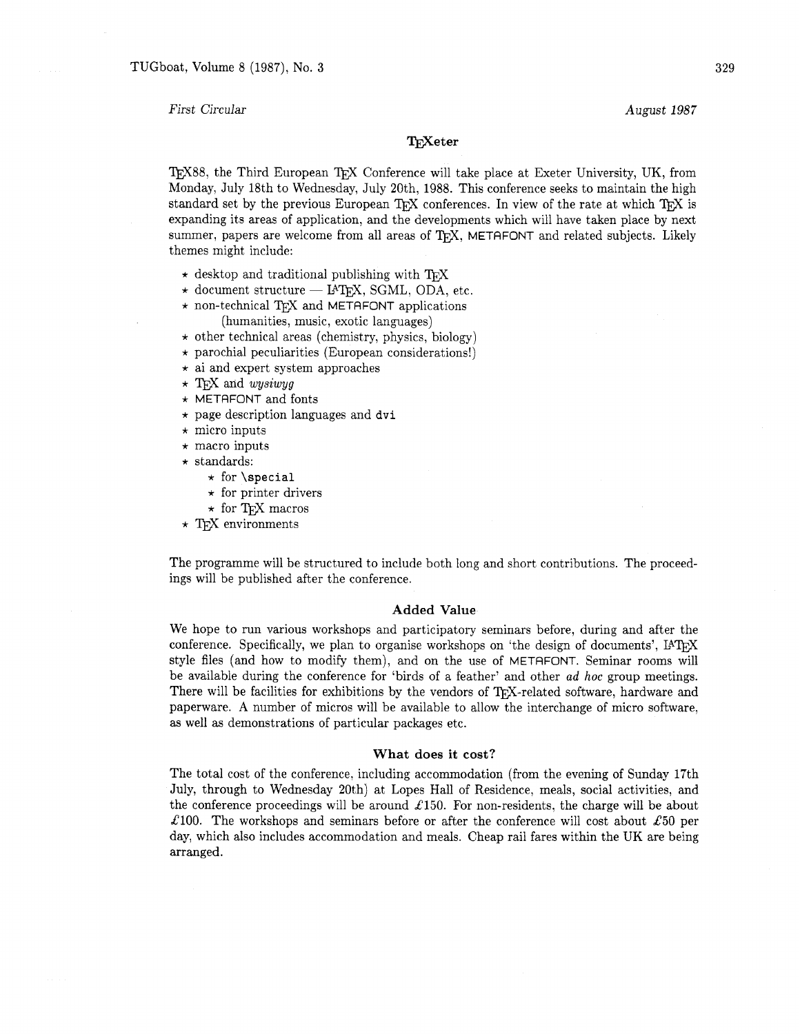*First Circular* *August 1987*

# TeXeter

TeX88, the Third European TeX Conference will take place at Exeter University, UK, from Monday, July 18th to Wednesday, July 20th, 1988. This conference seeks to maintain the high standard set by the previous European TeX conferences. In view of the rate at which TeX is expanding its areas of application, and the developments which will have taken place by next summer, papers are welcome from all areas of TeX, METAFONT and related subjects. Likely themes might include:

- ⋆ desktop and traditional publishing with TeX
- ⋆ document structure — LaTeX, SGML, ODA, etc.
- ⋆ non-technical TeX and METAFONT applications (humanities, music, exotic languages)
- ⋆ other technical areas (chemistry, physics, biology)
- ⋆ parochial peculiarities (European considerations!)
- ⋆ ai and expert system approaches
- ⋆ TeX and *wysiwyg*
- ⋆ METAFONT and fonts
- ⋆ page description languages and `dvi`
- ⋆ micro inputs
- ⋆ macro inputs
- ⋆ standards:
  - ⋆ for `\special`
  - ⋆ for printer drivers
  - ⋆ for TeX macros
- ⋆ TeX environments

The programme will be structured to include both long and short contributions. The proceedings will be published after the conference.

## Added Value

We hope to run various workshops and participatory seminars before, during and after the conference. Specifically, we plan to organise workshops on 'the design of documents', LaTeX style files (and how to modify them), and on the use of METAFONT. Seminar rooms will be available during the conference for 'birds of a feather' and other *ad hoc* group meetings. There will be facilities for exhibitions by the vendors of TeX-related software, hardware and paperware. A number of micros will be available to allow the interchange of micro software, as well as demonstrations of particular packages etc.

## What does it cost?

The total cost of the conference, including accommodation (from the evening of Sunday 17th July, through to Wednesday 20th) at Lopes Hall of Residence, meals, social activities, and the conference proceedings will be around £150. For non-residents, the charge will be about £100. The workshops and seminars before or after the conference will cost about £50 per day, which also includes accommodation and meals. Cheap rail fares within the UK are being arranged.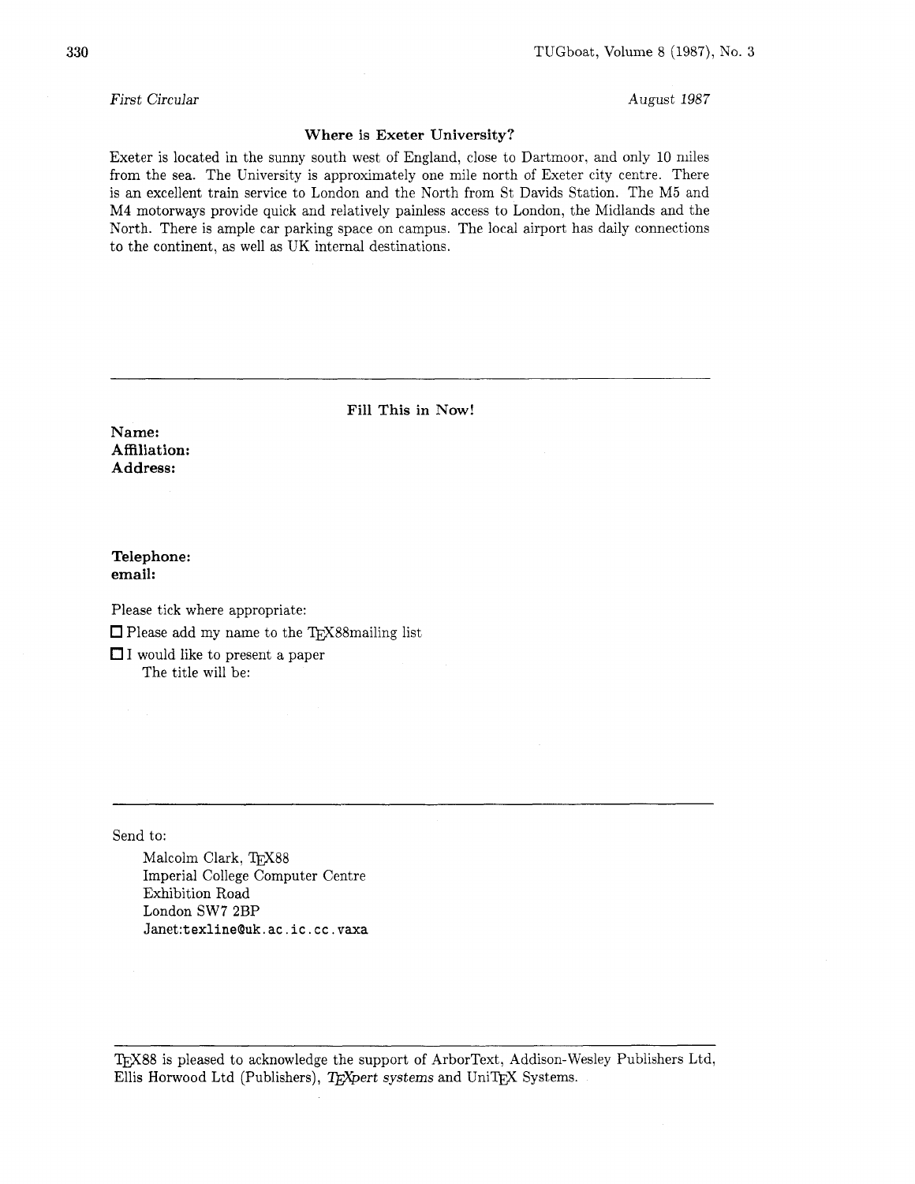*First Circular* *August 1987*

### Where is Exeter University?

Exeter is located in the sunny south west of England, close to Dartmoor, and only 10 miles from the sea. The University is approximately one mile north of Exeter city centre. There is an excellent train service to London and the North from St Davids Station. The M5 and M4 motorways provide quick and relatively painless access to London, the Midlands and the North. There is ample car parking space on campus. The local airport has daily connections to the continent, as well as UK internal destinations.

---

### Fill This in Now!

**Name:**
**Affiliation:**
**Address:**

**Telephone:**
**email:**

Please tick where appropriate:

☐ Please add my name to the TEX88mailing list

☐ I would like to present a paper
 The title will be:

---

Send to:

Malcolm Clark, TEX88
Imperial College Computer Centre
Exhibition Road
London SW7 2BP
Janet:`texline@uk.ac.ic.cc.vaxa`

---

TEX88 is pleased to acknowledge the support of ArborText, Addison-Wesley Publishers Ltd, Ellis Horwood Ltd (Publishers), *TEXpert systems* and UniTEX Systems.